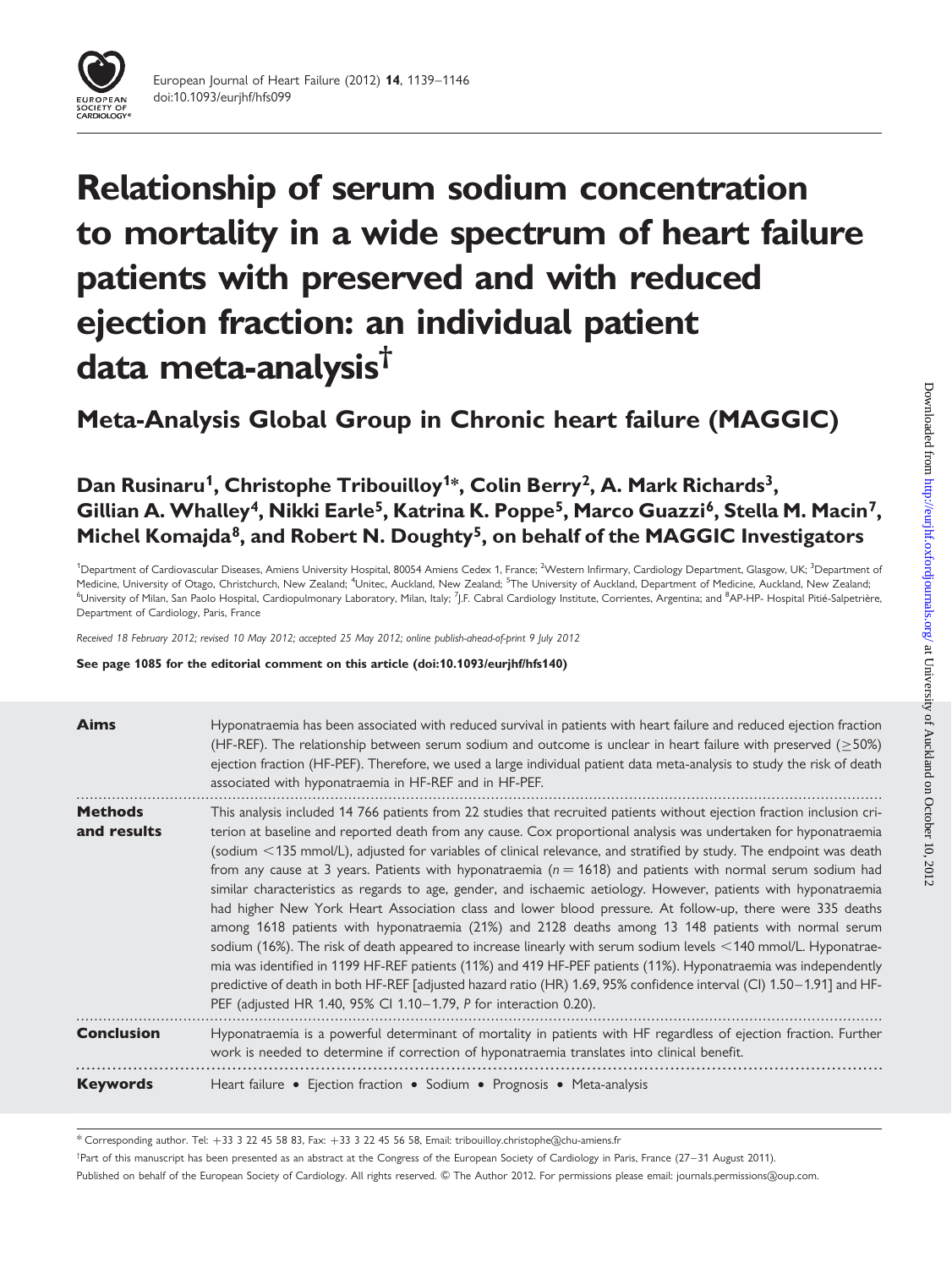# Relationship of serum sodium concentration to mortality in a wide spectrum of heart failure patients with preserved and with reduced ejection fraction: an individual patient data meta-analysis[†]

## Meta-Analysis Global Group in Chronic heart failure (MAGGIC)

**Dan Rusinaru[1], Christophe Tribouilloy[1*], Colin Berry[2], A. Mark Richards[3], Gillian A. Whalley[4], Nikki Earle[5], Katrina K. Poppe[5], Marco Guazzi[6], Stella M. Macin[7], Michel Komajda[8], and Robert N. Doughty[5], on behalf of the MAGGIC Investigators**

[1]Department of Cardiovascular Diseases, Amiens University Hospital, 80054 Amiens Cedex 1, France; [2]Western Infirmary, Cardiology Department, Glasgow, UK; [3]Department of Medicine, University of Otago, Christchurch, New Zealand; [4]Unitec, Auckland, New Zealand; [5]The University of Auckland, Department of Medicine, Auckland, New Zealand; [6]University of Milan, San Paolo Hospital, Cardiopulmonary Laboratory, Milan, Italy; [7]J.F. Cabral Cardiology Institute, Corrientes, Argentina; and [8]AP-HP- Hospital Pitié-Salpetrière, Department of Cardiology, Paris, France

*Received 18 February 2012; revised 10 May 2012; accepted 25 May 2012; online publish-ahead-of-print 9 July 2012*

**See page 1085 for the editorial comment on this article (doi:10.1093/eurjhf/hfs140)**

**Aims**

Hyponatraemia has been associated with reduced survival in patients with heart failure and reduced ejection fraction (HF-REF). The relationship between serum sodium and outcome is unclear in heart failure with preserved (≥50%) ejection fraction (HF-PEF). Therefore, we used a large individual patient data meta-analysis to study the risk of death associated with hyponatraemia in HF-REF and in HF-PEF.

**Methods and results**

This analysis included 14 766 patients from 22 studies that recruited patients without ejection fraction inclusion criterion at baseline and reported death from any cause. Cox proportional analysis was undertaken for hyponatraemia (sodium <135 mmol/L), adjusted for variables of clinical relevance, and stratified by study. The endpoint was death from any cause at 3 years. Patients with hyponatraemia ($n = 1618$) and patients with normal serum sodium had similar characteristics as regards to age, gender, and ischaemic aetiology. However, patients with hyponatraemia had higher New York Heart Association class and lower blood pressure. At follow-up, there were 335 deaths among 1618 patients with hyponatraemia (21%) and 2128 deaths among 13 148 patients with normal serum sodium (16%). The risk of death appeared to increase linearly with serum sodium levels <140 mmol/L. Hyponatraemia was identified in 1199 HF-REF patients (11%) and 419 HF-PEF patients (11%). Hyponatraemia was independently predictive of death in both HF-REF [adjusted hazard ratio (HR) 1.69, 95% confidence interval (CI) 1.50–1.91] and HF-PEF (adjusted HR 1.40, 95% CI 1.10–1.79, *P* for interaction 0.20).

**Conclusion**

Hyponatraemia is a powerful determinant of mortality in patients with HF regardless of ejection fraction. Further work is needed to determine if correction of hyponatraemia translates into clinical benefit.

**Keywords**

Heart failure • Ejection fraction • Sodium • Prognosis • Meta-analysis

\* Corresponding author. Tel: +33 3 22 45 58 83, Fax: +33 3 22 45 56 58, Email: tribouilloy.christophe@chu-amiens.fr

[†]Part of this manuscript has been presented as an abstract at the Congress of the European Society of Cardiology in Paris, France (27–31 August 2011).

Published on behalf of the European Society of Cardiology. All rights reserved. © The Author 2012. For permissions please email: journals.permissions@oup.com.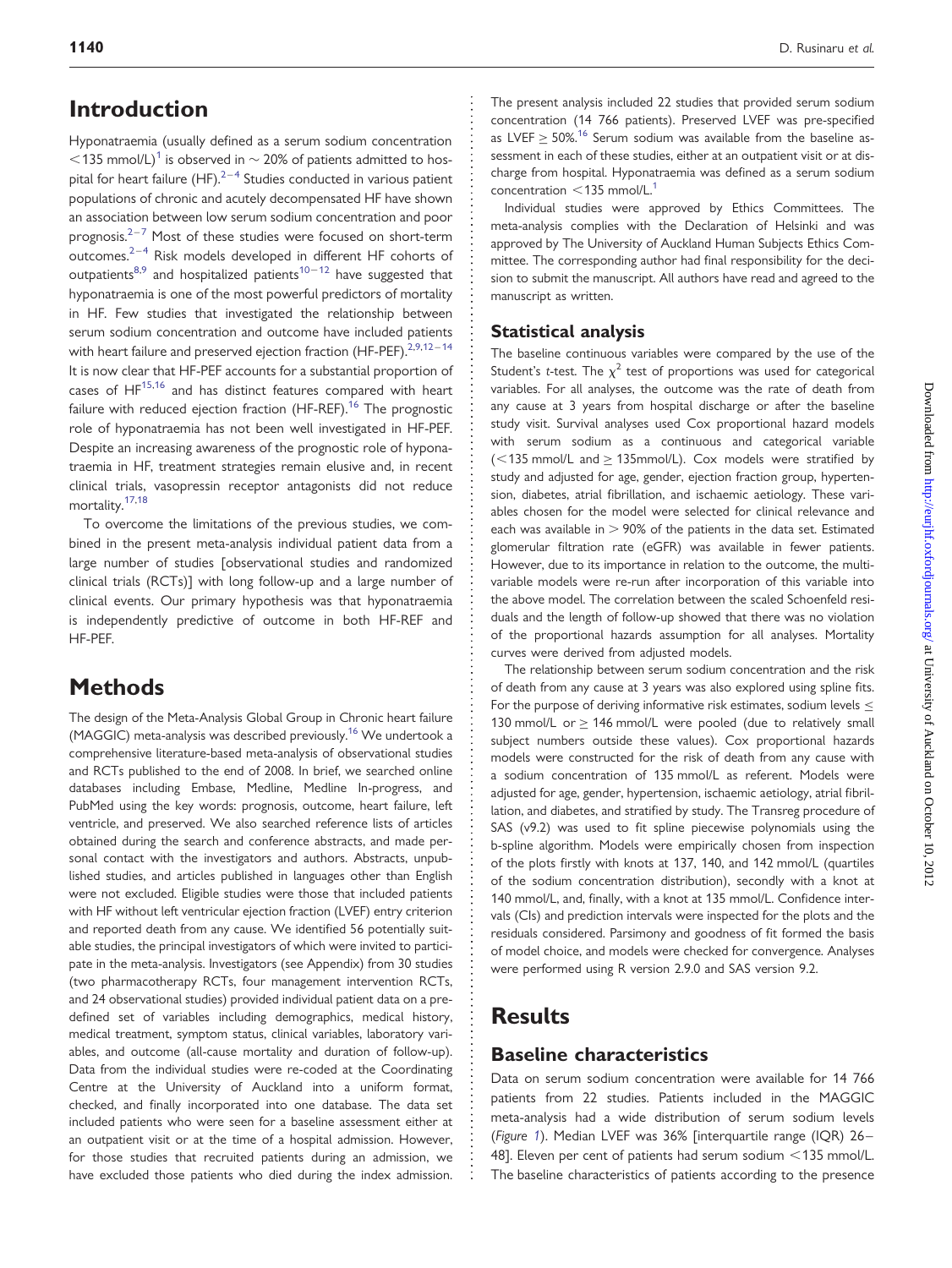## Introduction

Hyponatraemia (usually defined as a serum sodium concentration <135 mmol/L)[1] is observed in ~20% of patients admitted to hospital for heart failure (HF).[2–4] Studies conducted in various patient populations of chronic and acutely decompensated HF have shown an association between low serum sodium concentration and poor prognosis.[2–7] Most of these studies were focused on short-term outcomes.[2–4] Risk models developed in different HF cohorts of outpatients[8,9] and hospitalized patients[10–12] have suggested that hyponatraemia is one of the most powerful predictors of mortality in HF. Few studies that investigated the relationship between serum sodium concentration and outcome have included patients with heart failure and preserved ejection fraction (HF-PEF).[2,9,12–14] It is now clear that HF-PEF accounts for a substantial proportion of cases of HF[15,16] and has distinct features compared with heart failure with reduced ejection fraction (HF-REF).[16] The prognostic role of hyponatraemia has not been well investigated in HF-PEF. Despite an increasing awareness of the prognostic role of hyponatraemia in HF, treatment strategies remain elusive and, in recent clinical trials, vasopressin receptor antagonists did not reduce mortality.[17,18]

To overcome the limitations of the previous studies, we combined in the present meta-analysis individual patient data from a large number of studies [observational studies and randomized clinical trials (RCTs)] with long follow-up and a large number of clinical events. Our primary hypothesis was that hyponatraemia is independently predictive of outcome in both HF-REF and HF-PEF.

## Methods

The design of the Meta-Analysis Global Group in Chronic heart failure (MAGGIC) meta-analysis was described previously.[16] We undertook a comprehensive literature-based meta-analysis of observational studies and RCTs published to the end of 2008. In brief, we searched online databases including Embase, Medline, Medline In-progress, and PubMed using the key words: prognosis, outcome, heart failure, left ventricle, and preserved. We also searched reference lists of articles obtained during the search and conference abstracts, and made personal contact with the investigators and authors. Abstracts, unpublished studies, and articles published in languages other than English were not excluded. Eligible studies were those that included patients with HF without left ventricular ejection fraction (LVEF) entry criterion and reported death from any cause. We identified 56 potentially suitable studies, the principal investigators of which were invited to participate in the meta-analysis. Investigators (see Appendix) from 30 studies (two pharmacotherapy RCTs, four management intervention RCTs, and 24 observational studies) provided individual patient data on a predefined set of variables including demographics, medical history, medical treatment, symptom status, clinical variables, laboratory variables, and outcome (all-cause mortality and duration of follow-up). Data from the individual studies were re-coded at the Coordinating Centre at the University of Auckland into a uniform format, checked, and finally incorporated into one database. The data set included patients who were seen for a baseline assessment either at an outpatient visit or at the time of a hospital admission. However, for those studies that recruited patients during an admission, we have excluded those patients who died during the index admission. The present analysis included 22 studies that provided serum sodium concentration (14 766 patients). Preserved LVEF was pre-specified as LVEF ≥ 50%.[16] Serum sodium was available from the baseline assessment in each of these studies, either at an outpatient visit or at discharge from hospital. Hyponatraemia was defined as a serum sodium concentration <135 mmol/L.[1]

Individual studies were approved by Ethics Committees. The meta-analysis complies with the Declaration of Helsinki and was approved by The University of Auckland Human Subjects Ethics Committee. The corresponding author had final responsibility for the decision to submit the manuscript. All authors have read and agreed to the manuscript as written.

### Statistical analysis

The baseline continuous variables were compared by the use of the Student's *t*-test. The $\chi^2$ test of proportions was used for categorical variables. For all analyses, the outcome was the rate of death from any cause at 3 years from hospital discharge or after the baseline study visit. Survival analyses used Cox proportional hazard models with serum sodium as a continuous and categorical variable (<135 mmol/L and ≥ 135mmol/L). Cox models were stratified by study and adjusted for age, gender, ejection fraction group, hypertension, diabetes, atrial fibrillation, and ischaemic aetiology. These variables chosen for the model were selected for clinical relevance and each was available in > 90% of the patients in the data set. Estimated glomerular filtration rate (eGFR) was available in fewer patients. However, due to its importance in relation to the outcome, the multivariable models were re-run after incorporation of this variable into the above model. The correlation between the scaled Schoenfeld residuals and the length of follow-up showed that there was no violation of the proportional hazards assumption for all analyses. Mortality curves were derived from adjusted models.

The relationship between serum sodium concentration and the risk of death from any cause at 3 years was also explored using spline fits. For the purpose of deriving informative risk estimates, sodium levels ≤ 130 mmol/L or ≥ 146 mmol/L were pooled (due to relatively small subject numbers outside these values). Cox proportional hazards models were constructed for the risk of death from any cause with a sodium concentration of 135 mmol/L as referent. Models were adjusted for age, gender, hypertension, ischaemic aetiology, atrial fibrillation, and diabetes, and stratified by study. The Transreg procedure of SAS (v9.2) was used to fit spline piecewise polynomials using the b-spline algorithm. Models were empirically chosen from inspection of the plots firstly with knots at 137, 140, and 142 mmol/L (quartiles of the sodium concentration distribution), secondly with a knot at 140 mmol/L, and, finally, with a knot at 135 mmol/L. Confidence intervals (CIs) and prediction intervals were inspected for the plots and the residuals considered. Parsimony and goodness of fit formed the basis of model choice, and models were checked for convergence. Analyses were performed using R version 2.9.0 and SAS version 9.2.

## Results

### Baseline characteristics

Data on serum sodium concentration were available for 14 766 patients from 22 studies. Patients included in the MAGGIC meta-analysis had a wide distribution of serum sodium levels (*Figure 1*). Median LVEF was 36% [interquartile range (IQR) 26–48]. Eleven per cent of patients had serum sodium <135 mmol/L. The baseline characteristics of patients according to the presence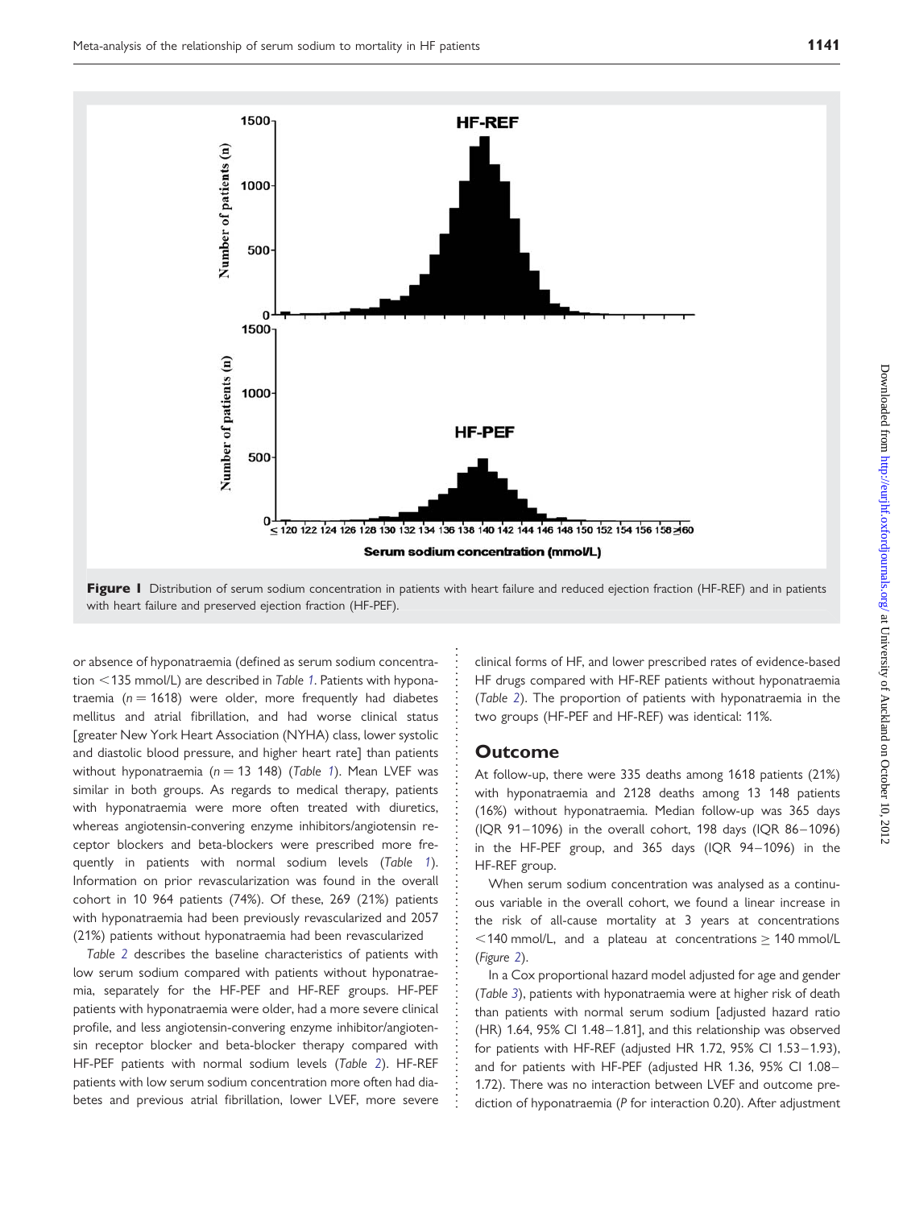Figure 1 Distribution of serum sodium concentration in patients with heart failure and reduced ejection fraction (HF-REF) and in patients with heart failure and preserved ejection fraction (HF-PEF).

or absence of hyponatraemia (defined as serum sodium concentration <135 mmol/L) are described in Table 1. Patients with hyponatraemia ($n = 1618$) were older, more frequently had diabetes mellitus and atrial fibrillation, and had worse clinical status [greater New York Heart Association (NYHA) class, lower systolic and diastolic blood pressure, and higher heart rate] than patients without hyponatraemia ($n = 13\,148$) (Table 1). Mean LVEF was similar in both groups. As regards to medical therapy, patients with hyponatraemia were more often treated with diuretics, whereas angiotensin-convering enzyme inhibitors/angiotensin receptor blockers and beta-blockers were prescribed more frequently in patients with normal sodium levels (Table 1). Information on prior revascularization was found in the overall cohort in 10 964 patients (74%). Of these, 269 (21%) patients with hyponatraemia had been previously revascularized and 2057 (21%) patients without hyponatraemia had been revascularized

Table 2 describes the baseline characteristics of patients with low serum sodium compared with patients without hyponatraemia, separately for the HF-PEF and HF-REF groups. HF-PEF patients with hyponatraemia were older, had a more severe clinical profile, and less angiotensin-convering enzyme inhibitor/angiotensin receptor blocker and beta-blocker therapy compared with HF-PEF patients with normal sodium levels (Table 2). HF-REF patients with low serum sodium concentration more often had diabetes and previous atrial fibrillation, lower LVEF, more severe clinical forms of HF, and lower prescribed rates of evidence-based HF drugs compared with HF-REF patients without hyponatraemia (Table 2). The proportion of patients with hyponatraemia in the two groups (HF-PEF and HF-REF) was identical: 11%.

## Outcome

At follow-up, there were 335 deaths among 1618 patients (21%) with hyponatraemia and 2128 deaths among 13 148 patients (16%) without hyponatraemia. Median follow-up was 365 days (IQR 91–1096) in the overall cohort, 198 days (IQR 86–1096) in the HF-PEF group, and 365 days (IQR 94–1096) in the HF-REF group.

When serum sodium concentration was analysed as a continuous variable in the overall cohort, we found a linear increase in the risk of all-cause mortality at 3 years at concentrations <140 mmol/L, and a plateau at concentrations ≥ 140 mmol/L (Figure 2).

In a Cox proportional hazard model adjusted for age and gender (Table 3), patients with hyponatraemia were at higher risk of death than patients with normal serum sodium [adjusted hazard ratio (HR) 1.64, 95% CI 1.48–1.81], and this relationship was observed for patients with HF-REF (adjusted HR 1.72, 95% CI 1.53–1.93), and for patients with HF-PEF (adjusted HR 1.36, 95% CI 1.08–1.72). There was no interaction between LVEF and outcome prediction of hyponatraemia (P for interaction 0.20). After adjustment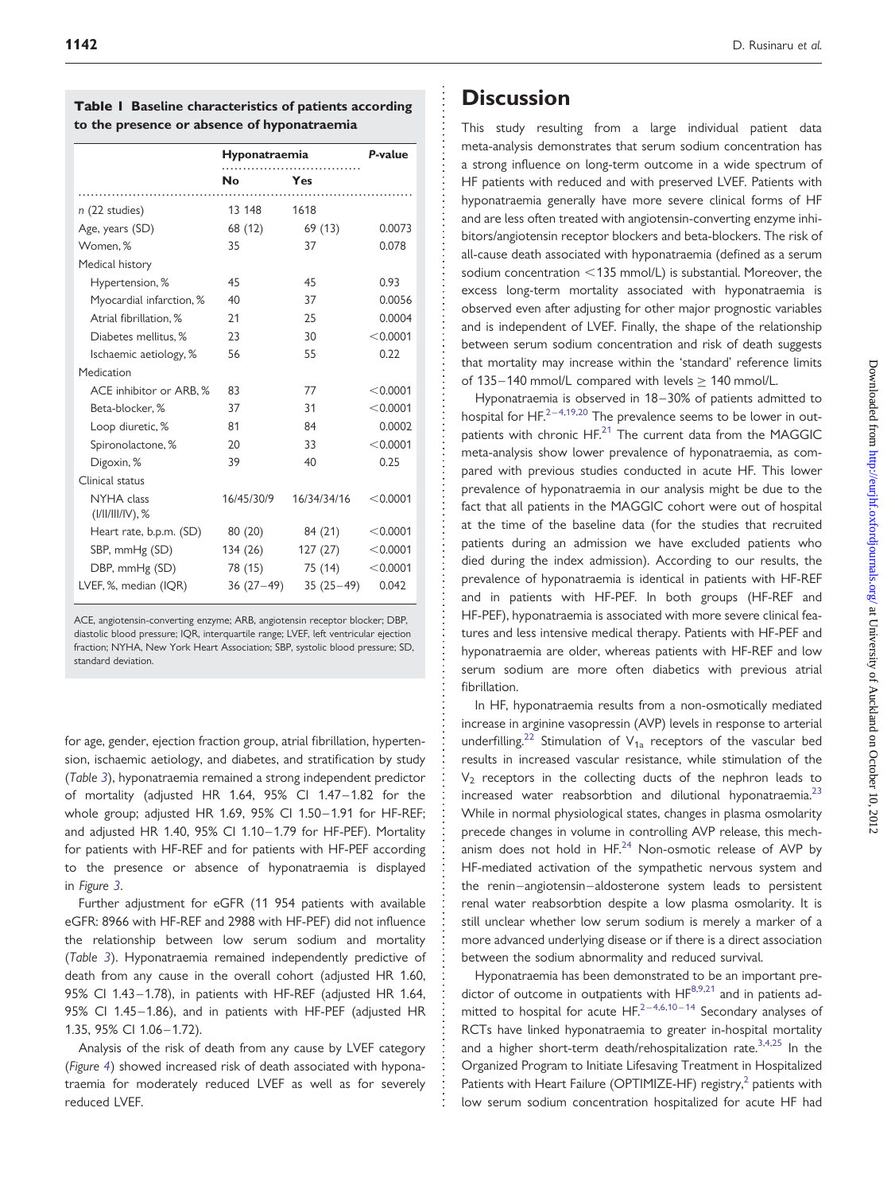**Table 1 Baseline characteristics of patients according to the presence or absence of hyponatraemia**

| | Hyponatraemia | | P-value |
|---|---|---|---|
| | No | Yes | |
| n (22 studies) | 13 148 | 1618 | |
| Age, years (SD) | 68 (12) | 69 (13) | 0.0073 |
| Women, % | 35 | 37 | 0.078 |
| Medical history | | | |
| Hypertension, % | 45 | 45 | 0.93 |
| Myocardial infarction, % | 40 | 37 | 0.0056 |
| Atrial fibrillation, % | 21 | 25 | 0.0004 |
| Diabetes mellitus, % | 23 | 30 | <0.0001 |
| Ischaemic aetiology, % | 56 | 55 | 0.22 |
| Medication | | | |
| ACE inhibitor or ARB, % | 83 | 77 | <0.0001 |
| Beta-blocker, % | 37 | 31 | <0.0001 |
| Loop diuretic, % | 81 | 84 | 0.0002 |
| Spironolactone, % | 20 | 33 | <0.0001 |
| Digoxin, % | 39 | 40 | 0.25 |
| Clinical status | | | |
| NYHA class (I/II/III/IV), % | 16/45/30/9 | 16/34/34/16 | <0.0001 |
| Heart rate, b.p.m. (SD) | 80 (20) | 84 (21) | <0.0001 |
| SBP, mmHg (SD) | 134 (26) | 127 (27) | <0.0001 |
| DBP, mmHg (SD) | 78 (15) | 75 (14) | <0.0001 |
| LVEF, %, median (IQR) | 36 (27–49) | 35 (25–49) | 0.042 |

ACE, angiotensin-converting enzyme; ARB, angiotensin receptor blocker; DBP, diastolic blood pressure; IQR, interquartile range; LVEF, left ventricular ejection fraction; NYHA, New York Heart Association; SBP, systolic blood pressure; SD, standard deviation.

for age, gender, ejection fraction group, atrial fibrillation, hypertension, ischaemic aetiology, and diabetes, and stratification by study (*Table 3*), hyponatraemia remained a strong independent predictor of mortality (adjusted HR 1.64, 95% CI 1.47–1.82 for the whole group; adjusted HR 1.69, 95% CI 1.50–1.91 for HF-REF; and adjusted HR 1.40, 95% CI 1.10–1.79 for HF-PEF). Mortality for patients with HF-REF and for patients with HF-PEF according to the presence or absence of hyponatraemia is displayed in *Figure 3*.

Further adjustment for eGFR (11 954 patients with available eGFR: 8966 with HF-REF and 2988 with HF-PEF) did not influence the relationship between low serum sodium and mortality (*Table 3*). Hyponatraemia remained independently predictive of death from any cause in the overall cohort (adjusted HR 1.60, 95% CI 1.43–1.78), in patients with HF-REF (adjusted HR 1.64, 95% CI 1.45–1.86), and in patients with HF-PEF (adjusted HR 1.35, 95% CI 1.06–1.72).

Analysis of the risk of death from any cause by LVEF category (*Figure 4*) showed increased risk of death associated with hyponatraemia for moderately reduced LVEF as well as for severely reduced LVEF.

# Discussion

This study resulting from a large individual patient data meta-analysis demonstrates that serum sodium concentration has a strong influence on long-term outcome in a wide spectrum of HF patients with reduced and with preserved LVEF. Patients with hyponatraemia generally have more severe clinical forms of HF and are less often treated with angiotensin-converting enzyme inhibitors/angiotensin receptor blockers and beta-blockers. The risk of all-cause death associated with hyponatraemia (defined as a serum sodium concentration <135 mmol/L) is substantial. Moreover, the excess long-term mortality associated with hyponatraemia is observed even after adjusting for other major prognostic variables and is independent of LVEF. Finally, the shape of the relationship between serum sodium concentration and risk of death suggests that mortality may increase within the 'standard' reference limits of 135–140 mmol/L compared with levels ≥ 140 mmol/L.

Hyponatraemia is observed in 18–30% of patients admitted to hospital for HF.[2–4,19,20] The prevalence seems to be lower in outpatients with chronic HF.[21] The current data from the MAGGIC meta-analysis show lower prevalence of hyponatraemia, as compared with previous studies conducted in acute HF. This lower prevalence of hyponatraemia in our analysis might be due to the fact that all patients in the MAGGIC cohort were out of hospital at the time of the baseline data (for the studies that recruited patients during an admission we have excluded patients who died during the index admission). According to our results, the prevalence of hyponatraemia is identical in patients with HF-REF and in patients with HF-PEF. In both groups (HF-REF and HF-PEF), hyponatraemia is associated with more severe clinical features and less intensive medical therapy. Patients with HF-PEF and hyponatraemia are older, whereas patients with HF-REF and low serum sodium are more often diabetics with previous atrial fibrillation.

In HF, hyponatraemia results from a non-osmotically mediated increase in arginine vasopressin (AVP) levels in response to arterial underfilling.[22] Stimulation of $V_{1a}$ receptors of the vascular bed results in increased vascular resistance, while stimulation of the $V_2$ receptors in the collecting ducts of the nephron leads to increased water reabsorbtion and dilutional hyponatraemia.[23] While in normal physiological states, changes in plasma osmolarity precede changes in volume in controlling AVP release, this mechanism does not hold in HF.[24] Non-osmotic release of AVP by HF-mediated activation of the sympathetic nervous system and the renin–angiotensin–aldosterone system leads to persistent renal water reabsorbtion despite a low plasma osmolarity. It is still unclear whether low serum sodium is merely a marker of a more advanced underlying disease or if there is a direct association between the sodium abnormality and reduced survival.

Hyponatraemia has been demonstrated to be an important predictor of outcome in outpatients with HF[8,9,21] and in patients admitted to hospital for acute HF.[2–4,6,10–14] Secondary analyses of RCTs have linked hyponatraemia to greater in-hospital mortality and a higher short-term death/rehospitalization rate.[3,4,25] In the Organized Program to Initiate Lifesaving Treatment in Hospitalized Patients with Heart Failure (OPTIMIZE-HF) registry,[2] patients with low serum sodium concentration hospitalized for acute HF had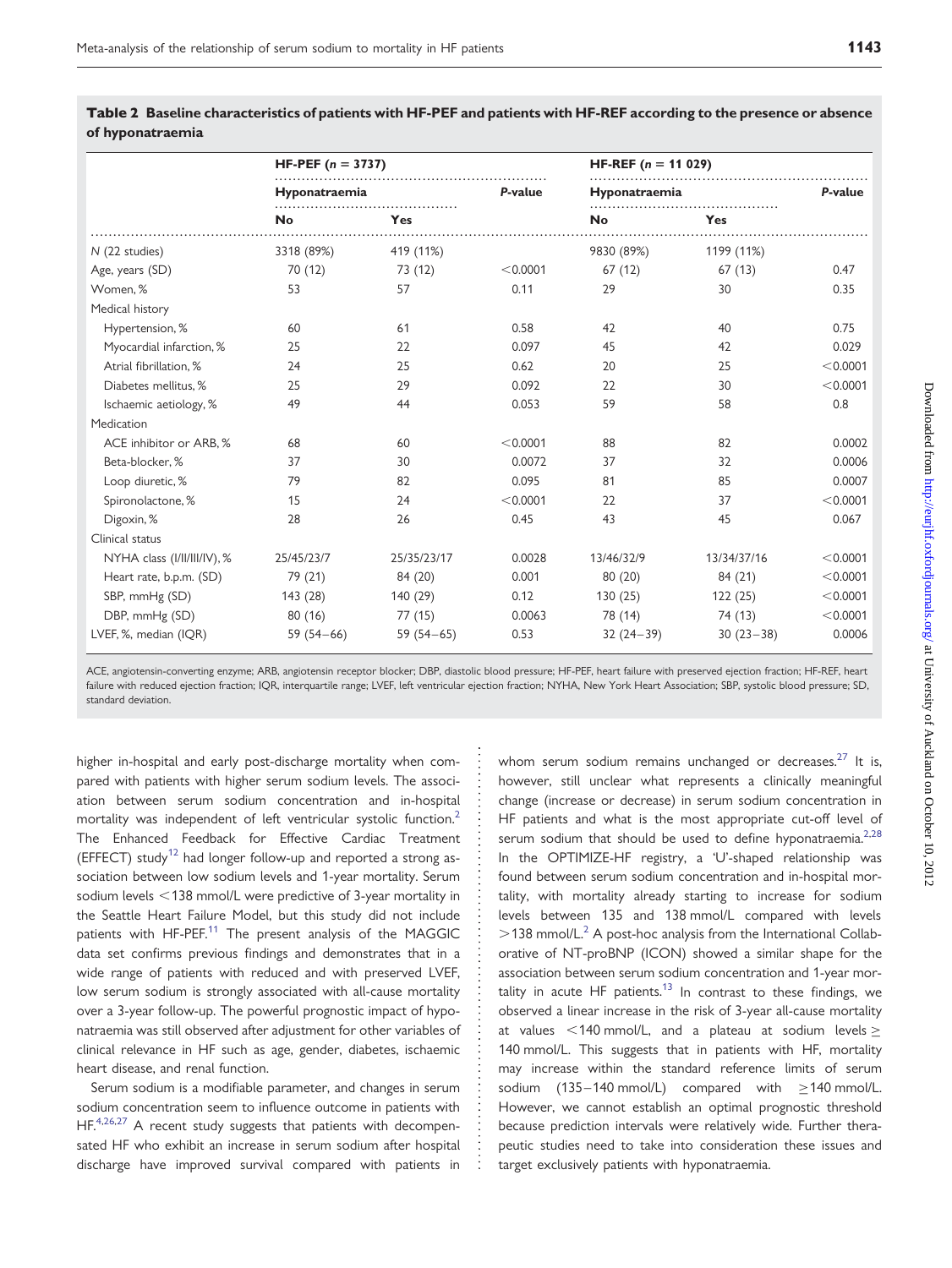**Table 2 Baseline characteristics of patients with HF-PEF and patients with HF-REF according to the presence or absence of hyponatraemia**

| | HF-PEF ($n$ = 3737) | | | HF-REF ($n$ = 11 029) | | |
|---|---|---|---|---|---|---|
| | Hyponatraemia | | *P*-value | Hyponatraemia | | *P*-value |
| | No | Yes | | No | Yes | |
| $N$ (22 studies) | 3318 (89%) | 419 (11%) | | 9830 (89%) | 1199 (11%) | |
| Age, years (SD) | 70 (12) | 73 (12) | <0.0001 | 67 (12) | 67 (13) | 0.47 |
| Women, % | 53 | 57 | 0.11 | 29 | 30 | 0.35 |
| Medical history | | | | | | |
| Hypertension, % | 60 | 61 | 0.58 | 42 | 40 | 0.75 |
| Myocardial infarction, % | 25 | 22 | 0.097 | 45 | 42 | 0.029 |
| Atrial fibrillation, % | 24 | 25 | 0.62 | 20 | 25 | <0.0001 |
| Diabetes mellitus, % | 25 | 29 | 0.092 | 22 | 30 | <0.0001 |
| Ischaemic aetiology, % | 49 | 44 | 0.053 | 59 | 58 | 0.8 |
| Medication | | | | | | |
| ACE inhibitor or ARB, % | 68 | 60 | <0.0001 | 88 | 82 | 0.0002 |
| Beta-blocker, % | 37 | 30 | 0.0072 | 37 | 32 | 0.0006 |
| Loop diuretic, % | 79 | 82 | 0.095 | 81 | 85 | 0.0007 |
| Spironolactone, % | 15 | 24 | <0.0001 | 22 | 37 | <0.0001 |
| Digoxin, % | 28 | 26 | 0.45 | 43 | 45 | 0.067 |
| Clinical status | | | | | | |
| NYHA class (I/II/III/IV), % | 25/45/23/7 | 25/35/23/17 | 0.0028 | 13/46/32/9 | 13/34/37/16 | <0.0001 |
| Heart rate, b.p.m. (SD) | 79 (21) | 84 (20) | 0.001 | 80 (20) | 84 (21) | <0.0001 |
| SBP, mmHg (SD) | 143 (28) | 140 (29) | 0.12 | 130 (25) | 122 (25) | <0.0001 |
| DBP, mmHg (SD) | 80 (16) | 77 (15) | 0.0063 | 78 (14) | 74 (13) | <0.0001 |
| LVEF, %, median (IQR) | 59 (54–66) | 59 (54–65) | 0.53 | 32 (24–39) | 30 (23–38) | 0.0006 |

ACE, angiotensin-converting enzyme; ARB, angiotensin receptor blocker; DBP, diastolic blood pressure; HF-PEF, heart failure with preserved ejection fraction; HF-REF, heart failure with reduced ejection fraction; IQR, interquartile range; LVEF, left ventricular ejection fraction; NYHA, New York Heart Association; SBP, systolic blood pressure; SD, standard deviation.

higher in-hospital and early post-discharge mortality when compared with patients with higher serum sodium levels. The association between serum sodium concentration and in-hospital mortality was independent of left ventricular systolic function.[2] The Enhanced Feedback for Effective Cardiac Treatment (EFFECT) study[12] had longer follow-up and reported a strong association between low sodium levels and 1-year mortality. Serum sodium levels <138 mmol/L were predictive of 3-year mortality in the Seattle Heart Failure Model, but this study did not include patients with HF-PEF.[11] The present analysis of the MAGGIC data set confirms previous findings and demonstrates that in a wide range of patients with reduced and with preserved LVEF, low serum sodium is strongly associated with all-cause mortality over a 3-year follow-up. The powerful prognostic impact of hyponatraemia was still observed after adjustment for other variables of clinical relevance in HF such as age, gender, diabetes, ischaemic heart disease, and renal function.

Serum sodium is a modifiable parameter, and changes in serum sodium concentration seem to influence outcome in patients with HF.[4,26,27] A recent study suggests that patients with decompensated HF who exhibit an increase in serum sodium after hospital discharge have improved survival compared with patients in whom serum sodium remains unchanged or decreases.[27] It is, however, still unclear what represents a clinically meaningful change (increase or decrease) in serum sodium concentration in HF patients and what is the most appropriate cut-off level of serum sodium that should be used to define hyponatraemia.[2,28] In the OPTIMIZE-HF registry, a 'U'-shaped relationship was found between serum sodium concentration and in-hospital mortality, with mortality already starting to increase for sodium levels between 135 and 138 mmol/L compared with levels >138 mmol/L.[2] A post-hoc analysis from the International Collaborative of NT-proBNP (ICON) showed a similar shape for the association between serum sodium concentration and 1-year mortality in acute HF patients.[13] In contrast to these findings, we observed a linear increase in the risk of 3-year all-cause mortality at values <140 mmol/L, and a plateau at sodium levels ≥ 140 mmol/L. This suggests that in patients with HF, mortality may increase within the standard reference limits of serum sodium (135–140 mmol/L) compared with ≥140 mmol/L. However, we cannot establish an optimal prognostic threshold because prediction intervals were relatively wide. Further therapeutic studies need to take into consideration these issues and target exclusively patients with hyponatraemia.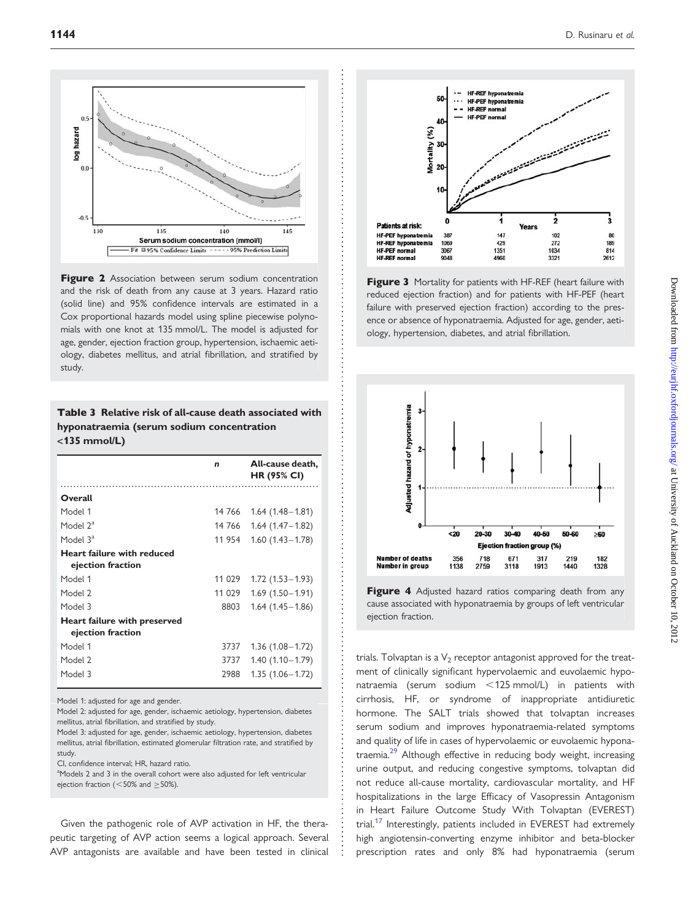**Figure 2** Association between serum sodium concentration and the risk of death from any cause at 3 years. Hazard ratio (solid line) and 95% confidence intervals are estimated in a Cox proportional hazards model using spline piecewise polynomials with one knot at 135 mmol/L. The model is adjusted for age, gender, ejection fraction group, hypertension, ischaemic aetiology, diabetes mellitus, and atrial fibrillation, and stratified by study.

**Table 3 Relative risk of all-cause death associated with hyponatraemia (serum sodium concentration <135 mmol/L)**

| | *n* | All-cause death, HR (95% CI) |
|---|---|---|
| **Overall** | | |
| Model 1 | 14 766 | 1.64 (1.48–1.81) |
| Model 2[a] | 14 766 | 1.64 (1.47–1.82) |
| Model 3[a] | 11 954 | 1.60 (1.43–1.78) |
| **Heart failure with reduced ejection fraction** | | |
| Model 1 | 11 029 | 1.72 (1.53–1.93) |
| Model 2 | 11 029 | 1.69 (1.50–1.91) |
| Model 3 | 8803 | 1.64 (1.45–1.86) |
| **Heart failure with preserved ejection fraction** | | |
| Model 1 | 3737 | 1.36 (1.08–1.72) |
| Model 2 | 3737 | 1.40 (1.10–1.79) |
| Model 3 | 2988 | 1.35 (1.06–1.72) |

Model 1: adjusted for age and gender.
Model 2: adjusted for age, gender, ischaemic aetiology, hypertension, diabetes mellitus, atrial fibrillation, and stratified by study.
Model 3: adjusted for age, gender, ischaemic aetiology, hypertension, diabetes mellitus, atrial fibrillation, estimated glomerular filtration rate, and stratified by study.
CI, confidence interval; HR, hazard ratio.
[a]Models 2 and 3 in the overall cohort were also adjusted for left ventricular ejection fraction (<50% and ≥50%).

Given the pathogenic role of AVP activation in HF, the therapeutic targeting of AVP action seems a logical approach. Several AVP antagonists are available and have been tested in clinical trials. Tolvaptan is a $V_2$ receptor antagonist approved for the treatment of clinically significant hypervolaemic and euvolaemic hyponatraemia (serum sodium <125 mmol/L) in patients with cirrhosis, HF, or syndrome of inappropriate antidiuretic hormone. The SALT trials showed that tolvaptan increases serum sodium and improves hyponatraemia-related symptoms and quality of life in cases of hypervolaemic or euvolaemic hyponatraemia.[29] Although effective in reducing body weight, increasing urine output, and reducing congestive symptoms, tolvaptan did not reduce all-cause mortality, cardiovascular mortality, and HF hospitalizations in the large Efficacy of Vasopressin Antagonism in Heart Failure Outcome Study With Tolvaptan (EVEREST) trial.[17] Interestingly, patients included in EVEREST had extremely high angiotensin-converting enzyme inhibitor and beta-blocker prescription rates and only 8% had hyponatraemia (serum

**Figure 3** Mortality for patients with HF-REF (heart failure with reduced ejection fraction) and for patients with HF-PEF (heart failure with preserved ejection fraction) according to the presence or absence of hyponatraemia. Adjusted for age, gender, aetiology, hypertension, diabetes, and atrial fibrillation.

**Figure 4** Adjusted hazard ratios comparing death from any cause associated with hyponatraemia by groups of left ventricular ejection fraction.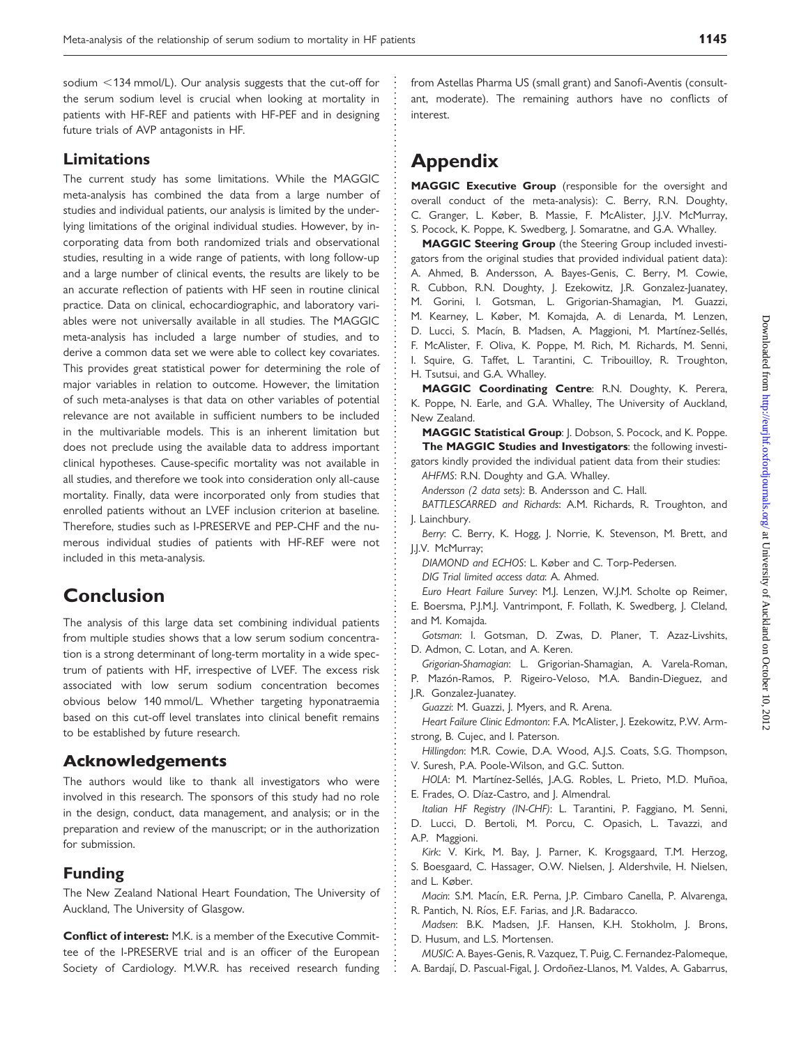sodium <134 mmol/L). Our analysis suggests that the cut-off for the serum sodium level is crucial when looking at mortality in patients with HF-REF and patients with HF-PEF and in designing future trials of AVP antagonists in HF.

## Limitations

The current study has some limitations. While the MAGGIC meta-analysis has combined the data from a large number of studies and individual patients, our analysis is limited by the underlying limitations of the original individual studies. However, by incorporating data from both randomized trials and observational studies, resulting in a wide range of patients, with long follow-up and a large number of clinical events, the results are likely to be an accurate reflection of patients with HF seen in routine clinical practice. Data on clinical, echocardiographic, and laboratory variables were not universally available in all studies. The MAGGIC meta-analysis has included a large number of studies, and to derive a common data set we were able to collect key covariates. This provides great statistical power for determining the role of major variables in relation to outcome. However, the limitation of such meta-analyses is that data on other variables of potential relevance are not available in sufficient numbers to be included in the multivariable models. This is an inherent limitation but does not preclude using the available data to address important clinical hypotheses. Cause-specific mortality was not available in all studies, and therefore we took into consideration only all-cause mortality. Finally, data were incorporated only from studies that enrolled patients without an LVEF inclusion criterion at baseline. Therefore, studies such as I-PRESERVE and PEP-CHF and the numerous individual studies of patients with HF-REF were not included in this meta-analysis.

# Conclusion

The analysis of this large data set combining individual patients from multiple studies shows that a low serum sodium concentration is a strong determinant of long-term mortality in a wide spectrum of patients with HF, irrespective of LVEF. The excess risk associated with low serum sodium concentration becomes obvious below 140 mmol/L. Whether targeting hyponatraemia based on this cut-off level translates into clinical benefit remains to be established by future research.

## Acknowledgements

The authors would like to thank all investigators who were involved in this research. The sponsors of this study had no role in the design, conduct, data management, and analysis; or in the preparation and review of the manuscript; or in the authorization for submission.

## Funding

The New Zealand National Heart Foundation, The University of Auckland, The University of Glasgow.

**Conflict of interest:** M.K. is a member of the Executive Committee of the I-PRESERVE trial and is an officer of the European Society of Cardiology. M.W.R. has received research funding from Astellas Pharma US (small grant) and Sanofi-Aventis (consultant, moderate). The remaining authors have no conflicts of interest.

# Appendix

**MAGGIC Executive Group** (responsible for the oversight and overall conduct of the meta-analysis): C. Berry, R.N. Doughty, C. Granger, L. Køber, B. Massie, F. McAlister, J.J.V. McMurray, S. Pocock, K. Poppe, K. Swedberg, J. Somaratne, and G.A. Whalley.

**MAGGIC Steering Group** (the Steering Group included investigators from the original studies that provided individual patient data): A. Ahmed, B. Andersson, A. Bayes-Genis, C. Berry, M. Cowie, R. Cubbon, R.N. Doughty, J. Ezekowitz, J.R. Gonzalez-Juanatey, M. Gorini, I. Gotsman, L. Grigorian-Shamagian, M. Guazzi, M. Kearney, L. Køber, M. Komajda, A. di Lenarda, M. Lenzen, D. Lucci, S. Macín, B. Madsen, A. Maggioni, M. Martínez-Sellés, F. McAlister, F. Oliva, K. Poppe, M. Rich, M. Richards, M. Senni, I. Squire, G. Taffet, L. Tarantini, C. Tribouilloy, R. Troughton, H. Tsutsui, and G.A. Whalley.

**MAGGIC Coordinating Centre**: R.N. Doughty, K. Perera, K. Poppe, N. Earle, and G.A. Whalley, The University of Auckland, New Zealand.

**MAGGIC Statistical Group**: J. Dobson, S. Pocock, and K. Poppe.

**The MAGGIC Studies and Investigators**: the following investigators kindly provided the individual patient data from their studies:

*AHFMS*: R.N. Doughty and G.A. Whalley.

*Andersson (2 data sets)*: B. Andersson and C. Hall.

*BATTLESCARRED and Richards*: A.M. Richards, R. Troughton, and J. Lainchbury.

*Berry*: C. Berry, K. Hogg, J. Norrie, K. Stevenson, M. Brett, and J.J.V. McMurray;

*DIAMOND and ECHOS*: L. Køber and C. Torp-Pedersen.

*DIG Trial limited access data*: A. Ahmed.

*Euro Heart Failure Survey*: M.J. Lenzen, W.J.M. Scholte op Reimer, E. Boersma, P.J.M.J. Vantrimpont, F. Follath, K. Swedberg, J. Cleland, and M. Komajda.

*Gotsman*: I. Gotsman, D. Zwas, D. Planer, T. Azaz-Livshits, D. Admon, C. Lotan, and A. Keren.

*Grigorian-Shamagian*: L. Grigorian-Shamagian, A. Varela-Roman, P. Mazón-Ramos, P. Rigeiro-Veloso, M.A. Bandin-Dieguez, and J.R. Gonzalez-Juanatey.

*Guazzi*: M. Guazzi, J. Myers, and R. Arena.

*Heart Failure Clinic Edmonton*: F.A. McAlister, J. Ezekowitz, P.W. Armstrong, B. Cujec, and I. Paterson.

*Hillingdon*: M.R. Cowie, D.A. Wood, A.J.S. Coats, S.G. Thompson, V. Suresh, P.A. Poole-Wilson, and G.C. Sutton.

*HOLA*: M. Martínez-Sellés, J.A.G. Robles, L. Prieto, M.D. Muñoa, E. Frades, O. Díaz-Castro, and J. Almendral.

*Italian HF Registry (IN-CHF)*: L. Tarantini, P. Faggiano, M. Senni, D. Lucci, D. Bertoli, M. Porcu, C. Opasich, L. Tavazzi, and A.P. Maggioni.

*Kirk*: V. Kirk, M. Bay, J. Parner, K. Krogsgaard, T.M. Herzog, S. Boesgaard, C. Hassager, O.W. Nielsen, J. Aldershvile, H. Nielsen, and L. Køber.

*Macin*: S.M. Macín, E.R. Perna, J.P. Cimbaro Canella, P. Alvarenga, R. Pantich, N. Ríos, E.F. Farias, and J.R. Badaracco.

*Madsen*: B.K. Madsen, J.F. Hansen, K.H. Stokholm, J. Brons, D. Husum, and L.S. Mortensen.

*MUSIC*: A. Bayes-Genis, R. Vazquez, T. Puig, C. Fernandez-Palomeque, A. Bardají, D. Pascual-Figal, J. Ordoñez-Llanos, M. Valdes, A. Gabarrus,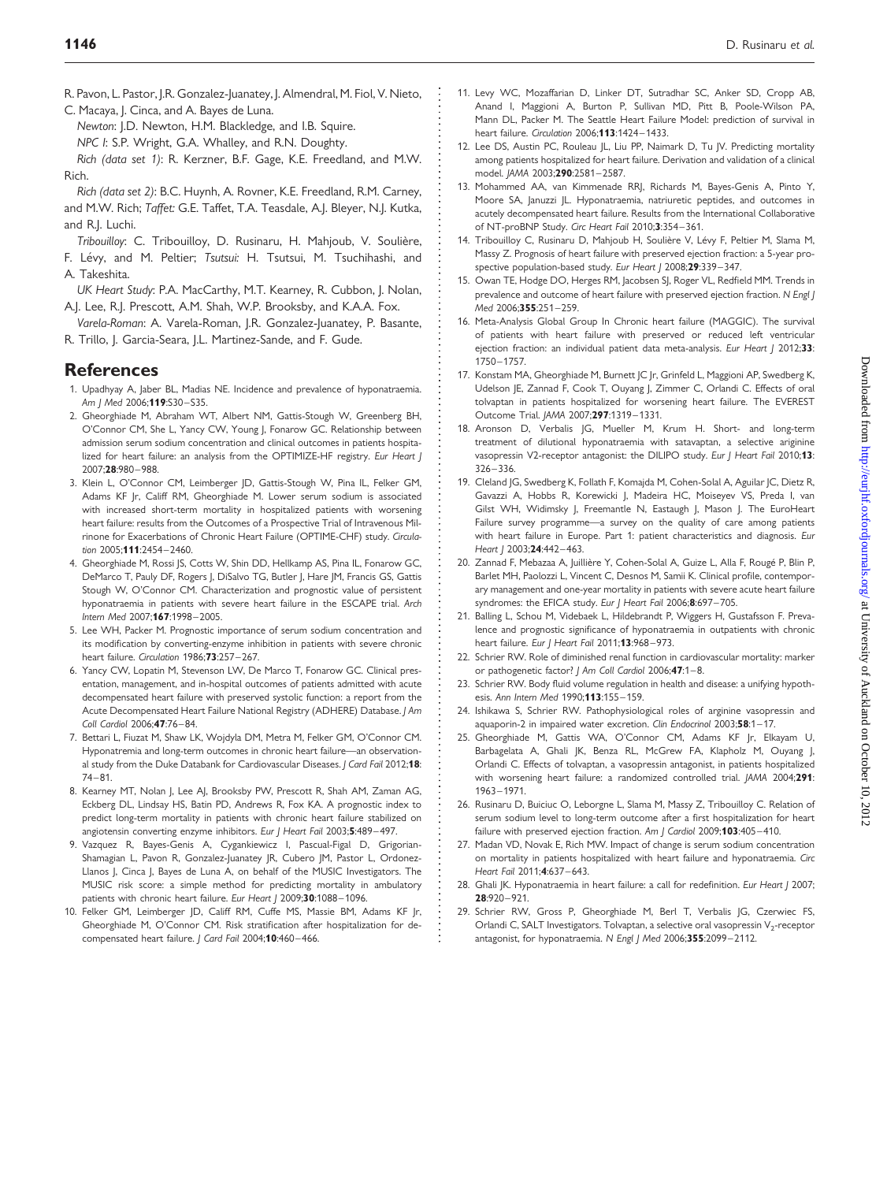R. Pavon, L. Pastor, J.R. Gonzalez-Juanatey, J. Almendral, M. Fiol, V. Nieto, C. Macaya, J. Cinca, and A. Bayes de Luna.

*Newton*: J.D. Newton, H.M. Blackledge, and I.B. Squire.

*NPC I*: S.P. Wright, G.A. Whalley, and R.N. Doughty.

*Rich (data set 1)*: R. Kerzner, B.F. Gage, K.E. Freedland, and M.W. Rich.

*Rich (data set 2)*: B.C. Huynh, A. Rovner, K.E. Freedland, R.M. Carney, and M.W. Rich; *Taffet:* G.E. Taffet, T.A. Teasdale, A.J. Bleyer, N.J. Kutka, and R.J. Luchi.

*Tribouilloy*: C. Tribouilloy, D. Rusinaru, H. Mahjoub, V. Soulière, F. Lévy, and M. Peltier; *Tsutsui:* H. Tsutsui, M. Tsuchihashi, and A. Takeshita.

*UK Heart Study*: P.A. MacCarthy, M.T. Kearney, R. Cubbon, J. Nolan, A.J. Lee, R.J. Prescott, A.M. Shah, W.P. Brooksby, and K.A.A. Fox.

*Varela-Roman*: A. Varela-Roman, J.R. Gonzalez-Juanatey, P. Basante, R. Trillo, J. Garcia-Seara, J.L. Martinez-Sande, and F. Gude.

## References

1. Upadhyay A, Jaber BL, Madias NE. Incidence and prevalence of hyponatraemia. *Am J Med* 2006;**119**:S30–S35.
2. Gheorghiade M, Abraham WT, Albert NM, Gattis-Stough W, Greenberg BH, O'Connor CM, She L, Yancy CW, Young J, Fonarow GC. Relationship between admission serum sodium concentration and clinical outcomes in patients hospitalized for heart failure: an analysis from the OPTIMIZE-HF registry. *Eur Heart J* 2007;**28**:980–988.
3. Klein L, O'Connor CM, Leimberger JD, Gattis-Stough W, Pina IL, Felker GM, Adams KF Jr, Califf RM, Gheorghiade M. Lower serum sodium is associated with increased short-term mortality in hospitalized patients with worsening heart failure: results from the Outcomes of a Prospective Trial of Intravenous Milrinone for Exacerbations of Chronic Heart Failure (OPTIME-CHF) study. *Circulation* 2005;**111**:2454–2460.
4. Gheorghiade M, Rossi JS, Cotts W, Shin DD, Hellkamp AS, Pina IL, Fonarow GC, DeMarco T, Pauly DF, Rogers J, DiSalvo TG, Butler J, Hare JM, Francis GS, Gattis Stough W, O'Connor CM. Characterization and prognostic value of persistent hyponatraemia in patients with severe heart failure in the ESCAPE trial. *Arch Intern Med* 2007;**167**:1998–2005.
5. Lee WH, Packer M. Prognostic importance of serum sodium concentration and its modification by converting-enzyme inhibition in patients with severe chronic heart failure. *Circulation* 1986;**73**:257–267.
6. Yancy CW, Lopatin M, Stevenson LW, De Marco T, Fonarow GC. Clinical presentation, management, and in-hospital outcomes of patients admitted with acute decompensated heart failure with preserved systolic function: a report from the Acute Decompensated Heart Failure National Registry (ADHERE) Database. *J Am Coll Cardiol* 2006;**47**:76–84.
7. Bettari L, Fiuzat M, Shaw LK, Wojdyla DM, Metra M, Felker GM, O'Connor CM. Hyponatremia and long-term outcomes in chronic heart failure—an observational study from the Duke Databank for Cardiovascular Diseases. *J Card Fail* 2012;**18**:74–81.
8. Kearney MT, Nolan J, Lee AJ, Brooksby PW, Prescott R, Shah AM, Zaman AG, Eckberg DL, Lindsay HS, Batin PD, Andrews R, Fox KA. A prognostic index to predict long-term mortality in patients with chronic heart failure stabilized on angiotensin converting enzyme inhibitors. *Eur J Heart Fail* 2003;**5**:489–497.
9. Vazquez R, Bayes-Genis A, Cygankiewicz I, Pascual-Figal D, Grigorian-Shamagian L, Pavon R, Gonzalez-Juanatey JR, Cubero JM, Pastor L, Ordonez-Llanos J, Cinca J, Bayes de Luna A, on behalf of the MUSIC Investigators. The MUSIC risk score: a simple method for predicting mortality in ambulatory patients with chronic heart failure. *Eur Heart J* 2009;**30**:1088–1096.
10. Felker GM, Leimberger JD, Califf RM, Cuffe MS, Massie BM, Adams KF Jr, Gheorghiade M, O'Connor CM. Risk stratification after hospitalization for decompensated heart failure. *J Card Fail* 2004;**10**:460–466.
11. Levy WC, Mozaffarian D, Linker DT, Sutradhar SC, Anker SD, Cropp AB, Anand I, Maggioni A, Burton P, Sullivan MD, Pitt B, Poole-Wilson PA, Mann DL, Packer M. The Seattle Heart Failure Model: prediction of survival in heart failure. *Circulation* 2006;**113**:1424–1433.
12. Lee DS, Austin PC, Rouleau JL, Liu PP, Naimark D, Tu JV. Predicting mortality among patients hospitalized for heart failure. Derivation and validation of a clinical model. *JAMA* 2003;**290**:2581–2587.
13. Mohammed AA, van Kimmenade RRJ, Richards M, Bayes-Genis A, Pinto Y, Moore SA, Januzzi JL. Hyponatraemia, natriuretic peptides, and outcomes in acutely decompensated heart failure. Results from the International Collaborative of NT-proBNP Study. *Circ Heart Fail* 2010;**3**:354–361.
14. Tribouilloy C, Rusinaru D, Mahjoub H, Soulière V, Lévy F, Peltier M, Slama M, Massy Z. Prognosis of heart failure with preserved ejection fraction: a 5-year prospective population-based study. *Eur Heart J* 2008;**29**:339–347.
15. Owan TE, Hodge DO, Herges RM, Jacobsen SJ, Roger VL, Redfield MM. Trends in prevalence and outcome of heart failure with preserved ejection fraction. *N Engl J Med* 2006;**355**:251–259.
16. Meta-Analysis Global Group In Chronic heart failure (MAGGIC). The survival of patients with heart failure with preserved or reduced left ventricular ejection fraction: an individual patient data meta-analysis. *Eur Heart J* 2012;**33**:1750–1757.
17. Konstam MA, Gheorghiade M, Burnett JC Jr, Grinfeld L, Maggioni AP, Swedberg K, Udelson JE, Zannad F, Cook T, Ouyang J, Zimmer C, Orlandi C. Effects of oral tolvaptan in patients hospitalized for worsening heart failure. The EVEREST Outcome Trial. *JAMA* 2007;**297**:1319–1331.
18. Aronson D, Verbalis JG, Mueller M, Krum H. Short- and long-term treatment of dilutional hyponatraemia with satavaptan, a selective ariginine vasopressin V2-receptor antagonist: the DILIPO study. *Eur J Heart Fail* 2010;**13**:326–336.
19. Cleland JG, Swedberg K, Follath F, Komajda M, Cohen-Solal A, Aguilar JC, Dietz R, Gavazzi A, Hobbs R, Korewicki J, Madeira HC, Moiseyev VS, Preda I, van Gilst WH, Widimsky J, Freemantle N, Eastaugh J, Mason J. The EuroHeart Failure survey programme—a survey on the quality of care among patients with heart failure in Europe. Part 1: patient characteristics and diagnosis. *Eur Heart J* 2003;**24**:442–463.
20. Zannad F, Mebazaa A, Juillière Y, Cohen-Solal A, Guize L, Alla F, Rougé P, Blin P, Barlet MH, Paolozzi L, Vincent C, Desnos M, Samii K. Clinical profile, contemporary management and one-year mortality in patients with severe acute heart failure syndromes: the EFICA study. *Eur J Heart Fail* 2006;**8**:697–705.
21. Balling L, Schou M, Videbaek L, Hildebrandt P, Wiggers H, Gustafsson F. Prevalence and prognostic significance of hyponatraemia in outpatients with chronic heart failure. *Eur J Heart Fail* 2011;**13**:968–973.
22. Schrier RW. Role of diminished renal function in cardiovascular mortality: marker or pathogenetic factor? *J Am Coll Cardiol* 2006;**47**:1–8.
23. Schrier RW. Body fluid volume regulation in health and disease: a unifying hypothesis. *Ann Intern Med* 1990;**113**:155–159.
24. Ishikawa S, Schrier RW. Pathophysiological roles of arginine vasopressin and aquaporin-2 in impaired water excretion. *Clin Endocrinol* 2003;**58**:1–17.
25. Gheorghiade M, Gattis WA, O'Connor CM, Adams KF Jr, Elkayam U, Barbagelata A, Ghali JK, Benza RL, McGrew FA, Klapholz M, Ouyang J, Orlandi C. Effects of tolvaptan, a vasopressin antagonist, in patients hospitalized with worsening heart failure: a randomized controlled trial. *JAMA* 2004;**291**:1963–1971.
26. Rusinaru D, Buiciuc O, Leborgne L, Slama M, Massy Z, Tribouilloy C. Relation of serum sodium level to long-term outcome after a first hospitalization for heart failure with preserved ejection fraction. *Am J Cardiol* 2009;**103**:405–410.
27. Madan VD, Novak E, Rich MW. Impact of change is serum sodium concentration on mortality in patients hospitalized with heart failure and hyponatraemia. *Circ Heart Fail* 2011;**4**:637–643.
28. Ghali JK. Hyponatraemia in heart failure: a call for redefinition. *Eur Heart J* 2007;**28**:920–921.
29. Schrier RW, Gross P, Gheorghiade M, Berl T, Verbalis JG, Czerwiec FS, Orlandi C, SALT Investigators. Tolvaptan, a selective oral vasopressin $V_2$-receptor antagonist, for hyponatraemia. *N Engl J Med* 2006;**355**:2099–2112.